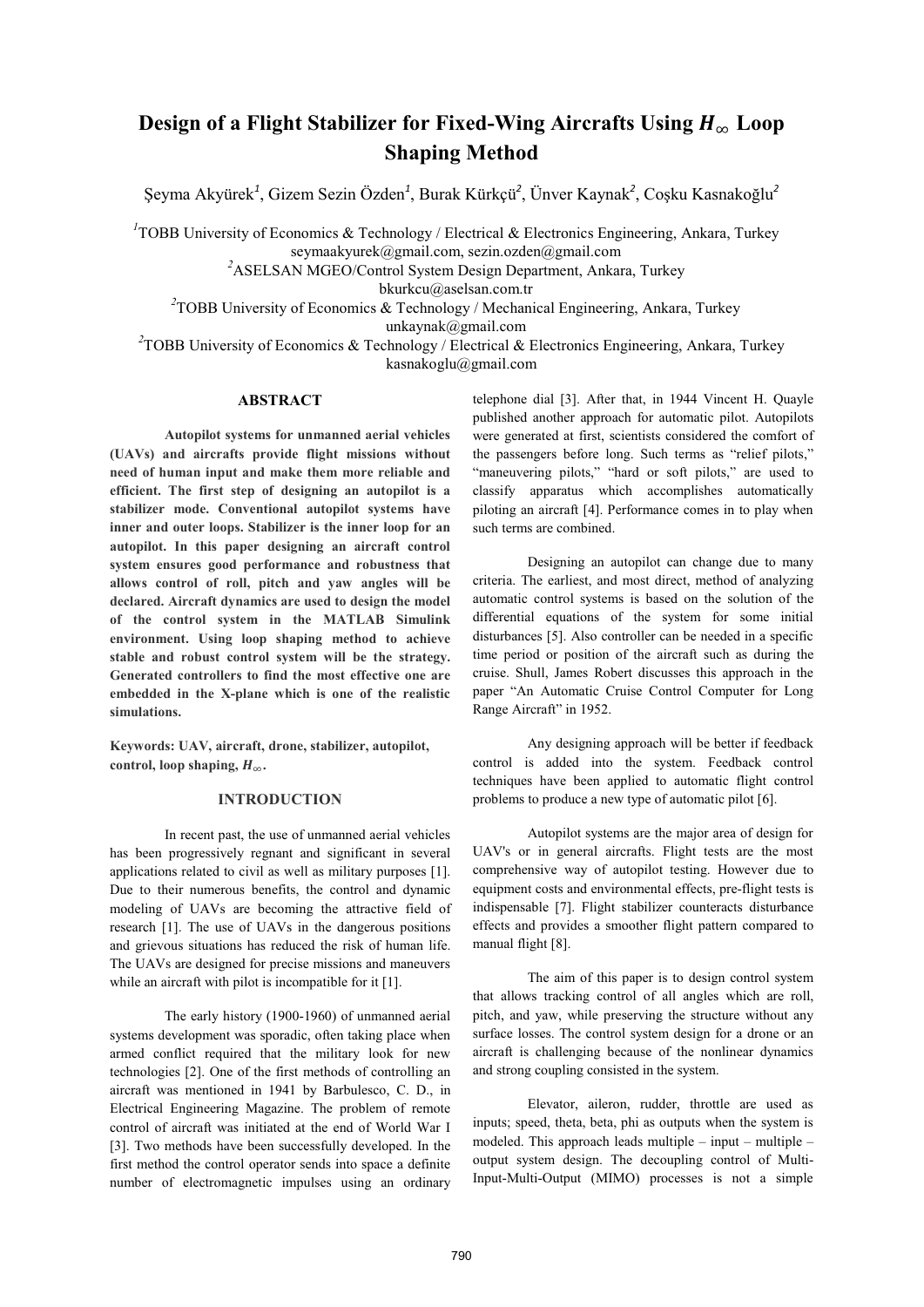# Design of a Flight Stabilizer for Fixed-Wing Aircrafts Using $H_\infty$ Loop Shaping Method

Şeyma Akyürek[1], Gizem Sezin Özden[1], Burak Kürkçü[2], Ünver Kaynak[2], Coşku Kasnakoğlu[2]

[1]TOBB University of Economics & Technology / Electrical & Electronics Engineering, Ankara, Turkey
seymaakyurek@gmail.com, sezin.ozden@gmail.com
[2]ASELSAN MGEO/Control System Design Department, Ankara, Turkey
bkurkcu@aselsan.com.tr
[2]TOBB University of Economics & Technology / Mechanical Engineering, Ankara, Turkey
unkaynak@gmail.com
[2]TOBB University of Economics & Technology / Electrical & Electronics Engineering, Ankara, Turkey
kasnakoglu@gmail.com

## ABSTRACT

**Autopilot systems for unmanned aerial vehicles (UAVs) and aircrafts provide flight missions without need of human input and make them more reliable and efficient. The first step of designing an autopilot is a stabilizer mode. Conventional autopilot systems have inner and outer loops. Stabilizer is the inner loop for an autopilot. In this paper designing an aircraft control system ensures good performance and robustness that allows control of roll, pitch and yaw angles will be declared. Aircraft dynamics are used to design the model of the control system in the MATLAB Simulink environment. Using loop shaping method to achieve stable and robust control system will be the strategy. Generated controllers to find the most effective one are embedded in the X-plane which is one of the realistic simulations.**

**Keywords: UAV, aircraft, drone, stabilizer, autopilot, control, loop shaping, $H_\infty$.**

## INTRODUCTION

In recent past, the use of unmanned aerial vehicles has been progressively regnant and significant in several applications related to civil as well as military purposes [1]. Due to their numerous benefits, the control and dynamic modeling of UAVs are becoming the attractive field of research [1]. The use of UAVs in the dangerous positions and grievous situations has reduced the risk of human life. The UAVs are designed for precise missions and maneuvers while an aircraft with pilot is incompatible for it [1].

The early history (1900-1960) of unmanned aerial systems development was sporadic, often taking place when armed conflict required that the military look for new technologies [2]. One of the first methods of controlling an aircraft was mentioned in 1941 by Barbulesco, C. D., in Electrical Engineering Magazine. The problem of remote control of aircraft was initiated at the end of World War I [3]. Two methods have been successfully developed. In the first method the control operator sends into space a definite number of electromagnetic impulses using an ordinary telephone dial [3]. After that, in 1944 Vincent H. Quayle published another approach for automatic pilot. Autopilots were generated at first, scientists considered the comfort of the passengers before long. Such terms as "relief pilots," "maneuvering pilots," "hard or soft pilots," are used to classify apparatus which accomplishes automatically piloting an aircraft [4]. Performance comes in to play when such terms are combined.

Designing an autopilot can change due to many criteria. The earliest, and most direct, method of analyzing automatic control systems is based on the solution of the differential equations of the system for some initial disturbances [5]. Also controller can be needed in a specific time period or position of the aircraft such as during the cruise. Shull, James Robert discusses this approach in the paper "An Automatic Cruise Control Computer for Long Range Aircraft" in 1952.

Any designing approach will be better if feedback control is added into the system. Feedback control techniques have been applied to automatic flight control problems to produce a new type of automatic pilot [6].

Autopilot systems are the major area of design for UAV's or in general aircrafts. Flight tests are the most comprehensive way of autopilot testing. However due to equipment costs and environmental effects, pre-flight tests is indispensable [7]. Flight stabilizer counteracts disturbance effects and provides a smoother flight pattern compared to manual flight [8].

The aim of this paper is to design control system that allows tracking control of all angles which are roll, pitch, and yaw, while preserving the structure without any surface losses. The control system design for a drone or an aircraft is challenging because of the nonlinear dynamics and strong coupling consisted in the system.

Elevator, aileron, rudder, throttle are used as inputs; speed, theta, beta, phi as outputs when the system is modeled. This approach leads multiple – input – multiple – output system design. The decoupling control of Multi-Input-Multi-Output (MIMO) processes is not a simple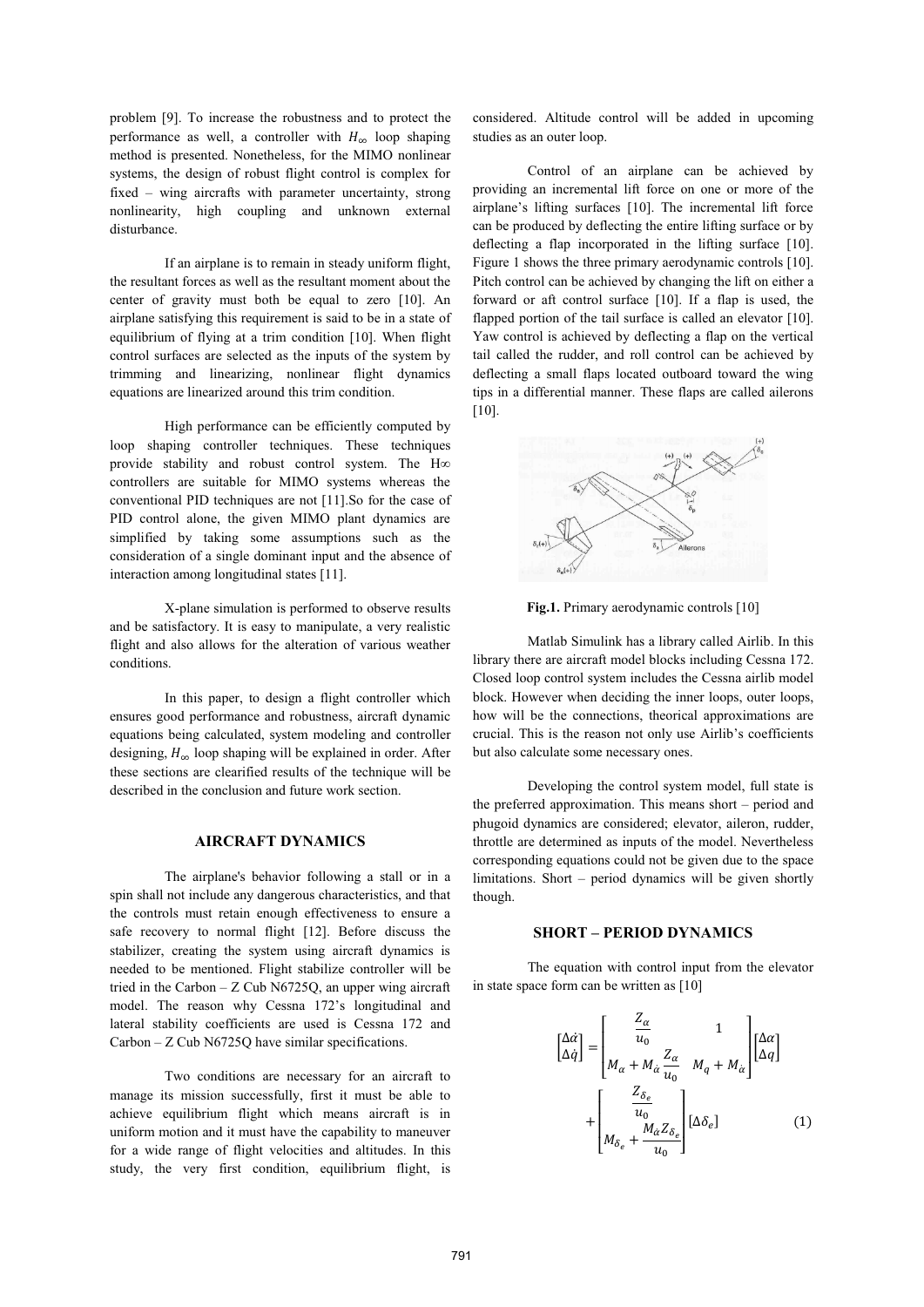problem [9]. To increase the robustness and to protect the performance as well, a controller with $H_\infty$ loop shaping method is presented. Nonetheless, for the MIMO nonlinear systems, the design of robust flight control is complex for fixed – wing aircrafts with parameter uncertainty, strong nonlinearity, high coupling and unknown external disturbance.

If an airplane is to remain in steady uniform flight, the resultant forces as well as the resultant moment about the center of gravity must both be equal to zero [10]. An airplane satisfying this requirement is said to be in a state of equilibrium of flying at a trim condition [10]. When flight control surfaces are selected as the inputs of the system by trimming and linearizing, nonlinear flight dynamics equations are linearized around this trim condition.

High performance can be efficiently computed by loop shaping controller techniques. These techniques provide stability and robust control system. The H∞ controllers are suitable for MIMO systems whereas the conventional PID techniques are not [11].So for the case of PID control alone, the given MIMO plant dynamics are simplified by taking some assumptions such as the consideration of a single dominant input and the absence of interaction among longitudinal states [11].

X-plane simulation is performed to observe results and be satisfactory. It is easy to manipulate, a very realistic flight and also allows for the alteration of various weather conditions.

In this paper, to design a flight controller which ensures good performance and robustness, aircraft dynamic equations being calculated, system modeling and controller designing, $H_\infty$ loop shaping will be explained in order. After these sections are clearified results of the technique will be described in the conclusion and future work section.

## AIRCRAFT DYNAMICS

The airplane's behavior following a stall or in a spin shall not include any dangerous characteristics, and that the controls must retain enough effectiveness to ensure a safe recovery to normal flight [12]. Before discuss the stabilizer, creating the system using aircraft dynamics is needed to be mentioned. Flight stabilize controller will be tried in the Carbon – Z Cub N6725Q, an upper wing aircraft model. The reason why Cessna 172's longitudinal and lateral stability coefficients are used is Cessna 172 and Carbon – Z Cub N6725Q have similar specifications.

Two conditions are necessary for an aircraft to manage its mission successfully, first it must be able to achieve equilibrium flight which means aircraft is in uniform motion and it must have the capability to maneuver for a wide range of flight velocities and altitudes. In this study, the very first condition, equilibrium flight, is considered. Altitude control will be added in upcoming studies as an outer loop.

Control of an airplane can be achieved by providing an incremental lift force on one or more of the airplane's lifting surfaces [10]. The incremental lift force can be produced by deflecting the entire lifting surface or by deflecting a flap incorporated in the lifting surface [10]. Figure 1 shows the three primary aerodynamic controls [10]. Pitch control can be achieved by changing the lift on either a forward or aft control surface [10]. If a flap is used, the flapped portion of the tail surface is called an elevator [10]. Yaw control is achieved by deflecting a flap on the vertical tail called the rudder, and roll control can be achieved by deflecting a small flaps located outboard toward the wing tips in a differential manner. These flaps are called ailerons [10].

**Fig.1.** Primary aerodynamic controls [10]

Matlab Simulink has a library called Airlib. In this library there are aircraft model blocks including Cessna 172. Closed loop control system includes the Cessna airlib model block. However when deciding the inner loops, outer loops, how will be the connections, theorical approximations are crucial. This is the reason not only use Airlib's coefficients but also calculate some necessary ones.

Developing the control system model, full state is the preferred approximation. This means short – period and phugoid dynamics are considered; elevator, aileron, rudder, throttle are determined as inputs of the model. Nevertheless corresponding equations could not be given due to the space limitations. Short – period dynamics will be given shortly though.

## SHORT – PERIOD DYNAMICS

The equation with control input from the elevator in state space form can be written as [10]

$$\begin{bmatrix} \Delta\dot{\alpha} \\ \Delta\dot{q} \end{bmatrix} = \begin{bmatrix} \dfrac{Z_\alpha}{u_0} & 1 \\ M_\alpha + M_{\dot{\alpha}}\dfrac{Z_\alpha}{u_0} & M_q + M_{\dot{\alpha}} \end{bmatrix} \begin{bmatrix} \Delta\alpha \\ \Delta q \end{bmatrix} + \begin{bmatrix} \dfrac{Z_{\delta_e}}{u_0} \\ M_{\delta_e} + \dfrac{M_{\dot{\alpha}} Z_{\delta_e}}{u_0} \end{bmatrix} [\Delta\delta_e] \tag{1}$$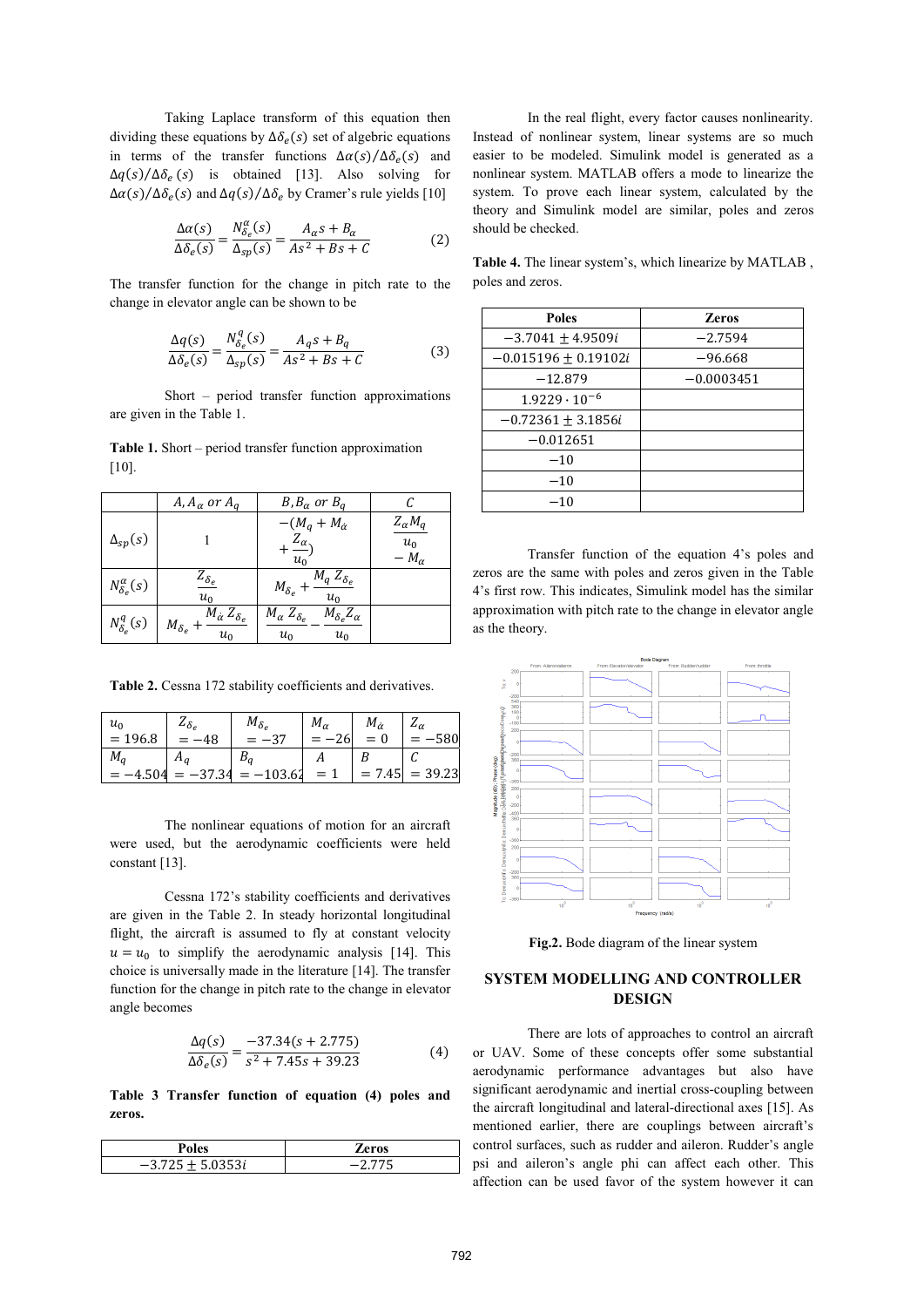Taking Laplace transform of this equation then dividing these equations by $\Delta\delta_e(s)$ set of algebric equations in terms of the transfer functions $\Delta\alpha(s)/\Delta\delta_e(s)$ and $\Delta q(s)/\Delta\delta_e(s)$ is obtained [13]. Also solving for $\Delta\alpha(s)/\Delta\delta_e(s)$ and $\Delta q(s)/\Delta\delta_e$ by Cramer's rule yields [10]

$$\frac{\Delta\alpha(s)}{\Delta\delta_e(s)} = \frac{N^{\alpha}_{\delta_e}(s)}{\Delta_{sp}(s)} = \frac{A_\alpha s + B_\alpha}{As^2 + Bs + C} \tag{2}$$

The transfer function for the change in pitch rate to the change in elevator angle can be shown to be

$$\frac{\Delta q(s)}{\Delta\delta_e(s)} = \frac{N^{q}_{\delta_e}(s)}{\Delta_{sp}(s)} = \frac{A_q s + B_q}{As^2 + Bs + C} \tag{3}$$

Short – period transfer function approximations are given in the Table 1.

**Table 1.** Short – period transfer function approximation [10].

| | $A, A_\alpha$ or $A_q$ | $B, B_\alpha$ or $B_q$ | $C$ |
|---|---|---|---|
| $\Delta_{sp}(s)$ | 1 | $-(M_q + M_{\dot{\alpha}} + \frac{Z_\alpha}{u_0})$ | $\frac{Z_\alpha M_q}{u_0} - M_\alpha$ |
| $N^{\alpha}_{\delta_e}(s)$ | $\frac{Z_{\delta_e}}{u_0}$ | $M_{\delta_e} + \frac{M_q Z_{\delta_e}}{u_0}$ | |
| $N^{q}_{\delta_e}(s)$ | $M_{\delta_e} + \frac{M_{\dot{\alpha}} Z_{\delta_e}}{u_0}$ | $\frac{M_\alpha Z_{\delta_e}}{u_0} - \frac{M_{\delta_e} Z_\alpha}{u_0}$ | |

**Table 2.** Cessna 172 stability coefficients and derivatives.

| $u_0 = 196.8$ | $Z_{\delta_e} = -48$ | $M_{\delta_e} = -37$ | $M_\alpha = -26$ | $M_{\dot{\alpha}} = 0$ | $Z_\alpha = -580$ |
|---|---|---|---|---|---|
| $M_q = -4.504$ | $A_q = -37.34$ | $B_q = -103.62$ | $A = 1$ | $B = 7.45$ | $C = 39.23$ |

The nonlinear equations of motion for an aircraft were used, but the aerodynamic coefficients were held constant [13].

Cessna 172's stability coefficients and derivatives are given in the Table 2. In steady horizontal longitudinal flight, the aircraft is assumed to fly at constant velocity $u = u_0$ to simplify the aerodynamic analysis [14]. This choice is universally made in the literature [14]. The transfer function for the change in pitch rate to the change in elevator angle becomes

$$\frac{\Delta q(s)}{\Delta\delta_e(s)} = \frac{-37.34(s + 2.775)}{s^2 + 7.45s + 39.23} \tag{4}$$

**Table 3 Transfer function of equation (4) poles and zeros.**

| Poles | Zeros |
|---|---|
| $-3.725 \pm 5.0353i$ | $-2.775$ |

In the real flight, every factor causes nonlinearity. Instead of nonlinear system, linear systems are so much easier to be modeled. Simulink model is generated as a nonlinear system. MATLAB offers a mode to linearize the system. To prove each linear system, calculated by the theory and Simulink model are similar, poles and zeros should be checked.

**Table 4.** The linear system's, which linearize by MATLAB , poles and zeros.

| Poles | Zeros |
|---|---|
| $-3.7041 \pm 4.9509i$ | $-2.7594$ |
| $-0.015196 \pm 0.19102i$ | $-96.668$ |
| $-12.879$ | $-0.0003451$ |
| $1.9229 \cdot 10^{-6}$ | |
| $-0.72361 \pm 3.1856i$ | |
| $-0.012651$ | |
| $-10$ | |
| $-10$ | |
| $-10$ | |

Transfer function of the equation 4's poles and zeros are the same with poles and zeros given in the Table 4's first row. This indicates, Simulink model has the similar approximation with pitch rate to the change in elevator angle as the theory.

**Fig.2.** Bode diagram of the linear system

## SYSTEM MODELLING AND CONTROLLER DESIGN

There are lots of approaches to control an aircraft or UAV. Some of these concepts offer some substantial aerodynamic performance advantages but also have significant aerodynamic and inertial cross-coupling between the aircraft longitudinal and lateral-directional axes [15]. As mentioned earlier, there are couplings between aircraft's control surfaces, such as rudder and aileron. Rudder's angle psi and aileron's angle phi can affect each other. This affection can be used favor of the system however it can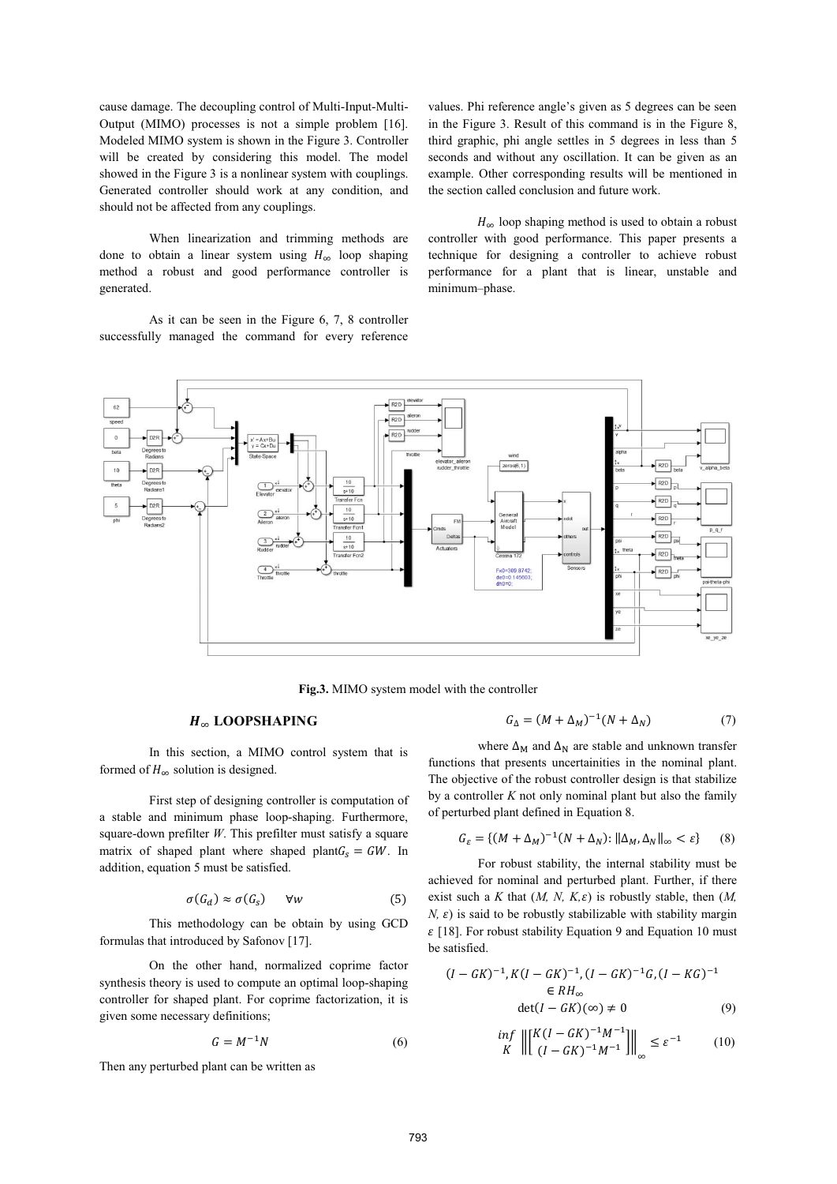cause damage. The decoupling control of Multi-Input-Multi-Output (MIMO) processes is not a simple problem [16]. Modeled MIMO system is shown in the Figure 3. Controller will be created by considering this model. The model showed in the Figure 3 is a nonlinear system with couplings. Generated controller should work at any condition, and should not be affected from any couplings.

When linearization and trimming methods are done to obtain a linear system using $H_\infty$ loop shaping method a robust and good performance controller is generated.

As it can be seen in the Figure 6, 7, 8 controller successfully managed the command for every reference values. Phi reference angle's given as 5 degrees can be seen in the Figure 3. Result of this command is in the Figure 8, third graphic, phi angle settles in 5 degrees in less than 5 seconds and without any oscillation. It can be given as an example. Other corresponding results will be mentioned in the section called conclusion and future work.

$H_\infty$ loop shaping method is used to obtain a robust controller with good performance. This paper presents a technique for designing a controller to achieve robust performance for a plant that is linear, unstable and minimum–phase.

**Fig.3.** MIMO system model with the controller

## $H_\infty$ LOOPSHAPING

In this section, a MIMO control system that is formed of $H_\infty$ solution is designed.

First step of designing controller is computation of a stable and minimum phase loop-shaping. Furthermore, square-down prefilter $W$. This prefilter must satisfy a square matrix of shaped plant where shaped plant $G_s = GW$. In addition, equation 5 must be satisfied.

$$\sigma(G_d) \approx \sigma(G_s) \qquad \forall w \tag{5}$$

This methodology can be obtain by using GCD formulas that introduced by Safonov [17].

On the other hand, normalized coprime factor synthesis theory is used to compute an optimal loop-shaping controller for shaped plant. For coprime factorization, it is given some necessary definitions;

$$G = M^{-1}N \tag{6}$$

Then any perturbed plant can be written as

$$G_\Delta = (M + \Delta_M)^{-1}(N + \Delta_N) \tag{7}$$

where $\Delta_M$ and $\Delta_N$ are stable and unknown transfer functions that presents uncertainities in the nominal plant. The objective of the robust controller design is that stabilize by a controller $K$ not only nominal plant but also the family of perturbed plant defined in Equation 8.

$$G_\varepsilon = \{(M + \Delta_M)^{-1}(N + \Delta_N) : \|\Delta_M, \Delta_N\|_\infty < \varepsilon\} \tag{8}$$

For robust stability, the internal stability must be achieved for nominal and perturbed plant. Further, if there exist such a $K$ that $(M, N, K, \varepsilon)$ is robustly stable, then $(M, N, \varepsilon)$ is said to be robustly stabilizable with stability margin $\varepsilon$ [18]. For robust stability Equation 9 and Equation 10 must be satisfied.

$$(I - GK)^{-1}, K(I - GK)^{-1}, (I - GK)^{-1}G, (I - KG)^{-1} \in RH_\infty$$
$$\det(I - GK)(\infty) \neq 0 \tag{9}$$

$$\inf_K \left\| \begin{bmatrix} K(I - GK)^{-1}M^{-1} \\ (I - GK)^{-1}M^{-1} \end{bmatrix} \right\|_\infty \leq \varepsilon^{-1} \tag{10}$$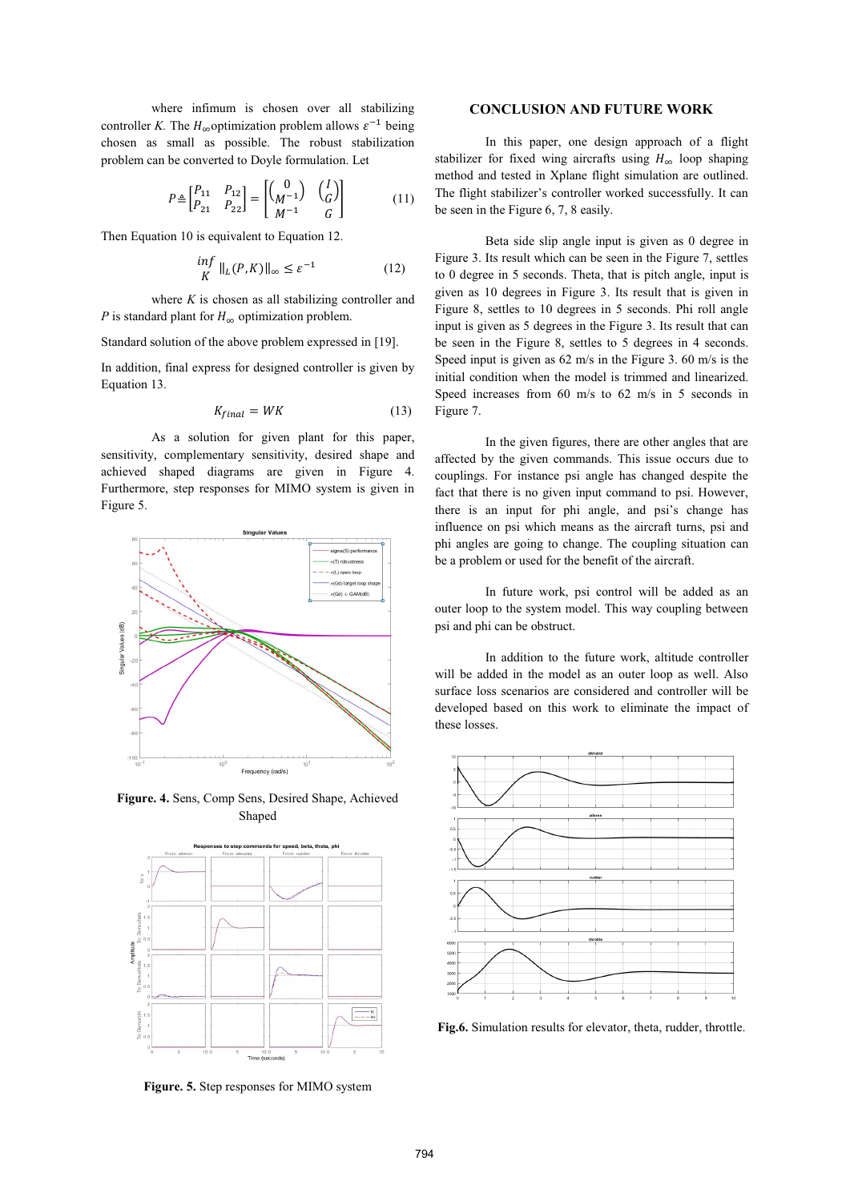where infimum is chosen over all stabilizing controller $K$. The $H_\infty$ optimization problem allows $\varepsilon^{-1}$ being chosen as small as possible. The robust stabilization problem can be converted to Doyle formulation. Let

$$P \triangleq \begin{bmatrix} P_{11} & P_{12} \\ P_{21} & P_{22} \end{bmatrix} = \begin{bmatrix} \begin{pmatrix} 0 \\ M^{-1} \end{pmatrix} & \begin{pmatrix} I \\ G \end{pmatrix} \\ M^{-1} & G \end{bmatrix} \tag{11}$$

Then Equation 10 is equivalent to Equation 12.

$$\inf_{K} \|_L(P,K)\|_\infty \leq \varepsilon^{-1} \tag{12}$$

where $K$ is chosen as all stabilizing controller and $P$ is standard plant for $H_\infty$ optimization problem.

Standard solution of the above problem expressed in [19].

In addition, final express for designed controller is given by Equation 13.

$$K_{final} = WK \tag{13}$$

As a solution for given plant for this paper, sensitivity, complementary sensitivity, desired shape and achieved shaped diagrams are given in Figure 4. Furthermore, step responses for MIMO system is given in Figure 5.

**Figure. 4.** Sens, Comp Sens, Desired Shape, Achieved Shaped

**Figure. 5.** Step responses for MIMO system

## CONCLUSION AND FUTURE WORK

In this paper, one design approach of a flight stabilizer for fixed wing aircrafts using $H_\infty$ loop shaping method and tested in Xplane flight simulation are outlined. The flight stabilizer's controller worked successfully. It can be seen in the Figure 6, 7, 8 easily.

Beta side slip angle input is given as 0 degree in Figure 3. Its result which can be seen in the Figure 7, settles to 0 degree in 5 seconds. Theta, that is pitch angle, input is given as 10 degrees in Figure 3. Its result that is given in Figure 8, settles to 10 degrees in 5 seconds. Phi roll angle input is given as 5 degrees in the Figure 3. Its result that can be seen in the Figure 8, settles to 5 degrees in 4 seconds. Speed input is given as 62 m/s in the Figure 3. 60 m/s is the initial condition when the model is trimmed and linearized. Speed increases from 60 m/s to 62 m/s in 5 seconds in Figure 7.

In the given figures, there are other angles that are affected by the given commands. This issue occurs due to couplings. For instance psi angle has changed despite the fact that there is no given input command to psi. However, there is an input for phi angle, and psi's change has influence on psi which means as the aircraft turns, psi and phi angles are going to change. The coupling situation can be a problem or used for the benefit of the aircraft.

In future work, psi control will be added as an outer loop to the system model. This way coupling between psi and phi can be obstruct.

In addition to the future work, altitude controller will be added in the model as an outer loop as well. Also surface loss scenarios are considered and controller will be developed based on this work to eliminate the impact of these losses.

**Fig.6.** Simulation results for elevator, theta, rudder, throttle.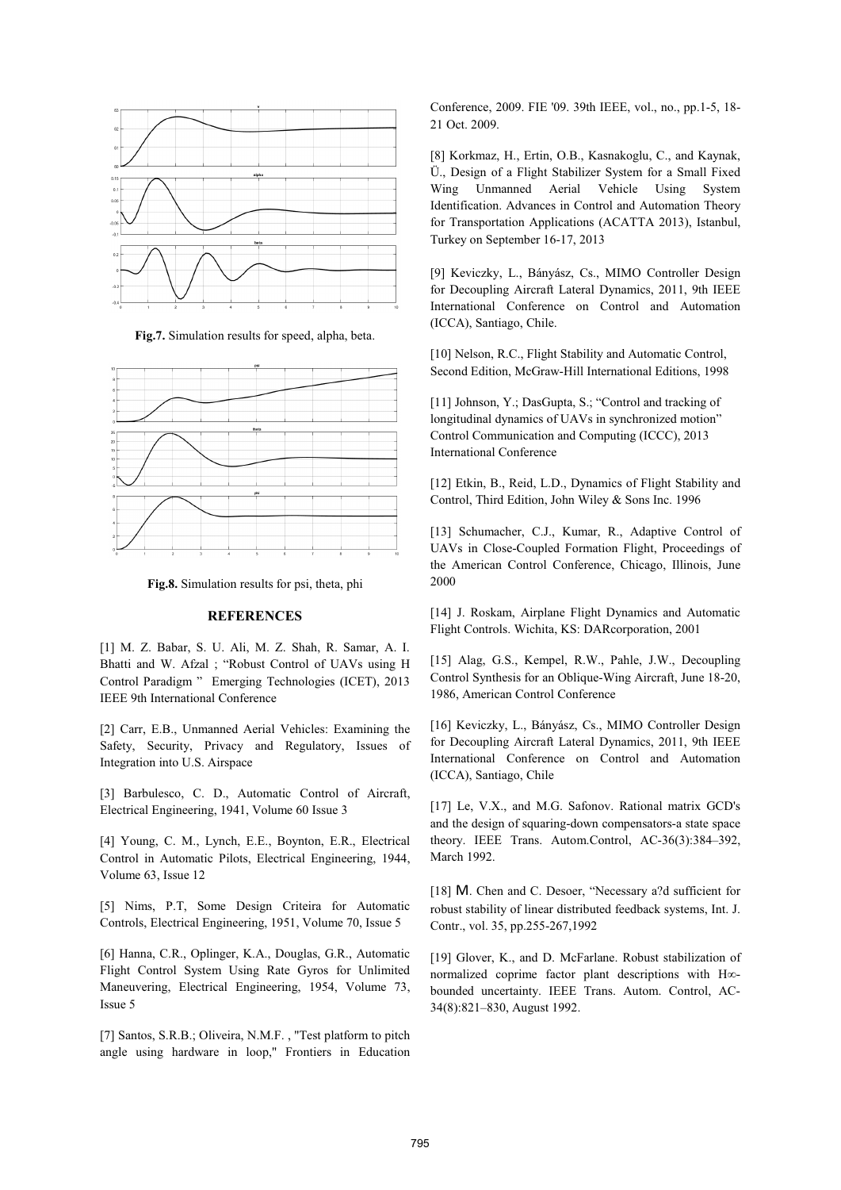v

alpha

beta

**Fig.7.** Simulation results for speed, alpha, beta.

psi

theta

phi

**Fig.8.** Simulation results for psi, theta, phi

## REFERENCES

[1] M. Z. Babar, S. U. Ali, M. Z. Shah, R. Samar, A. I. Bhatti and W. Afzal ; "Robust Control of UAVs using H Control Paradigm " Emerging Technologies (ICET), 2013 IEEE 9th International Conference

[2] Carr, E.B., Unmanned Aerial Vehicles: Examining the Safety, Security, Privacy and Regulatory, Issues of Integration into U.S. Airspace

[3] Barbulesco, C. D., Automatic Control of Aircraft, Electrical Engineering, 1941, Volume 60 Issue 3

[4] Young, C. M., Lynch, E.E., Boynton, E.R., Electrical Control in Automatic Pilots, Electrical Engineering, 1944, Volume 63, Issue 12

[5] Nims, P.T, Some Design Criteira for Automatic Controls, Electrical Engineering, 1951, Volume 70, Issue 5

[6] Hanna, C.R., Oplinger, K.A., Douglas, G.R., Automatic Flight Control System Using Rate Gyros for Unlimited Maneuvering, Electrical Engineering, 1954, Volume 73, Issue 5

[7] Santos, S.R.B.; Oliveira, N.M.F. , "Test platform to pitch angle using hardware in loop," Frontiers in Education Conference, 2009. FIE '09. 39th IEEE, vol., no., pp.1-5, 18-21 Oct. 2009.

[8] Korkmaz, H., Ertin, O.B., Kasnakoglu, C., and Kaynak, Ü., Design of a Flight Stabilizer System for a Small Fixed Wing Unmanned Aerial Vehicle Using System Identification. Advances in Control and Automation Theory for Transportation Applications (ACATTA 2013), Istanbul, Turkey on September 16-17, 2013

[9] Keviczky, L., Bányász, Cs., MIMO Controller Design for Decoupling Aircraft Lateral Dynamics, 2011, 9th IEEE International Conference on Control and Automation (ICCA), Santiago, Chile.

[10] Nelson, R.C., Flight Stability and Automatic Control, Second Edition, McGraw-Hill International Editions, 1998

[11] Johnson, Y.; DasGupta, S.; "Control and tracking of longitudinal dynamics of UAVs in synchronized motion" Control Communication and Computing (ICCC), 2013 International Conference

[12] Etkin, B., Reid, L.D., Dynamics of Flight Stability and Control, Third Edition, John Wiley & Sons Inc. 1996

[13] Schumacher, C.J., Kumar, R., Adaptive Control of UAVs in Close-Coupled Formation Flight, Proceedings of the American Control Conference, Chicago, Illinois, June 2000

[14] J. Roskam, Airplane Flight Dynamics and Automatic Flight Controls. Wichita, KS: DARcorporation, 2001

[15] Alag, G.S., Kempel, R.W., Pahle, J.W., Decoupling Control Synthesis for an Oblique-Wing Aircraft, June 18-20, 1986, American Control Conference

[16] Keviczky, L., Bányász, Cs., MIMO Controller Design for Decoupling Aircraft Lateral Dynamics, 2011, 9th IEEE International Conference on Control and Automation (ICCA), Santiago, Chile

[17] Le, V.X., and M.G. Safonov. Rational matrix GCD's and the design of squaring-down compensators-a state space theory. IEEE Trans. Autom.Control, AC-36(3):384–392, March 1992.

[18] M. Chen and C. Desoer, "Necessary a?d sufficient for robust stability of linear distributed feedback systems, Int. J. Contr., vol. 35, pp.255-267,1992

[19] Glover, K., and D. McFarlane. Robust stabilization of normalized coprime factor plant descriptions with H∞-bounded uncertainty. IEEE Trans. Autom. Control, AC-34(8):821–830, August 1992.